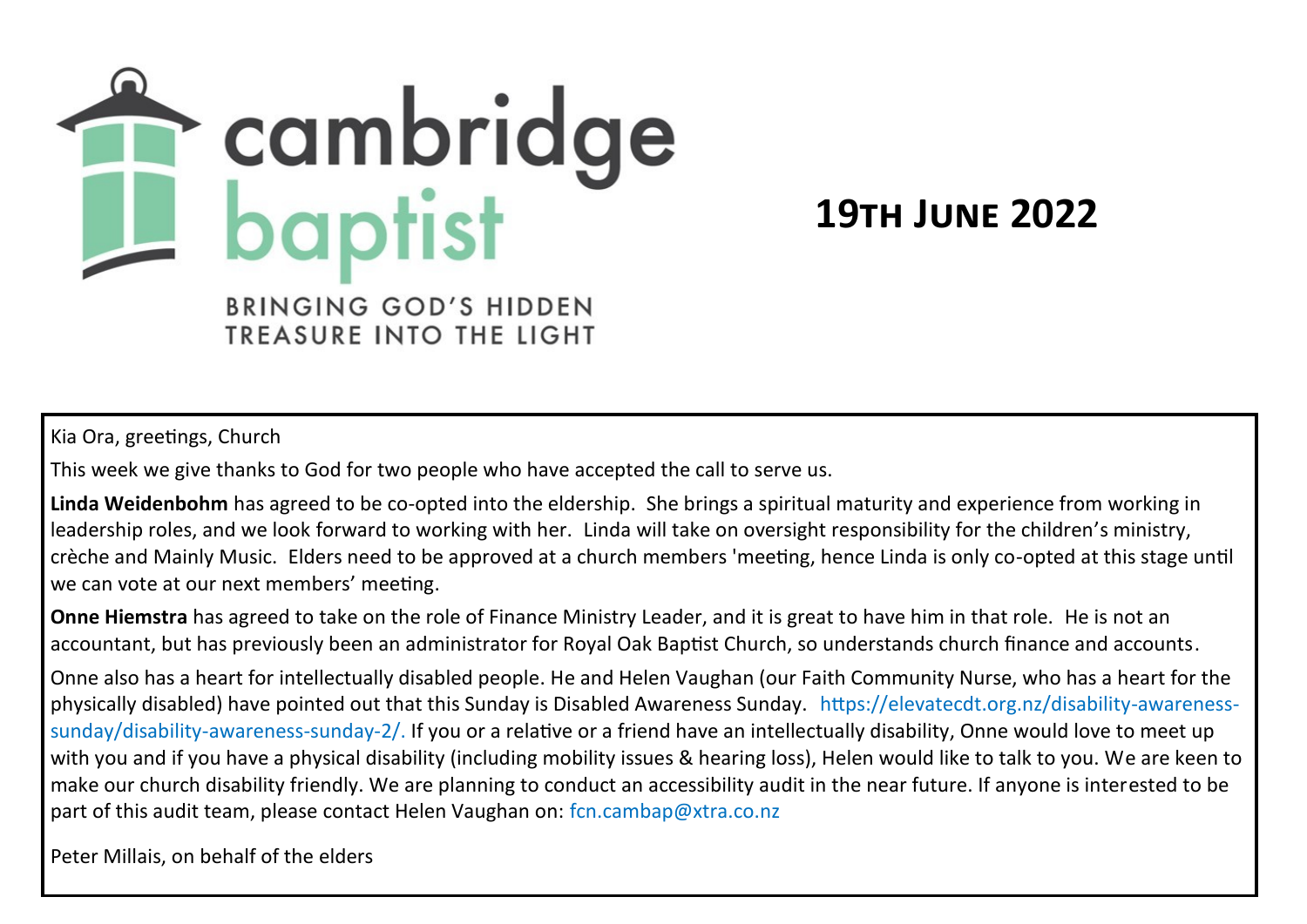# cambridge baptist

BRINGING GOD'S HIDDEN TREASURE INTO THE LIGHT

## 19TH JUNE 2022

Kia Ora, greetings, Church

This week we give thanks to God for two people who have accepted the call to serve us.

**Linda Weidenbohm** has agreed to be co-opted into the eldership. She brings a spiritual maturity and experience from working in leadership roles, and we look forward to working with her. Linda will take on oversight responsibility for the children's ministry, crèche and Mainly Music. Elders need to be approved at a church members 'meeting, hence Linda is only co-opted at this stage until we can vote at our next members' meeting.

**Onne Hiemstra** has agreed to take on the role of Finance Ministry Leader, and it is great to have him in that role. He is not an accountant, but has previously been an administrator for Royal Oak Baptist Church, so understands church finance and accounts.

Onne also has a heart for intellectually disabled people. He and Helen Vaughan (our Faith Community Nurse, who has a heart for the physically disabled) have pointed out that this Sunday is Disabled Awareness Sunday. https://elevatecdt.org.nz/disability-awareness-sunday/disability-awareness-sunday-2/. If you or a relative or a friend have an intellectually disability, Onne would love to meet up with you and if you have a physical disability (including mobility issues & hearing loss), Helen would like to talk to you. We are keen to make our church disability friendly. We are planning to conduct an accessibility audit in the near future. If anyone is interested to be part of this audit team, please contact Helen Vaughan on: fcn.cambap@xtra.co.nz

Peter Millais, on behalf of the elders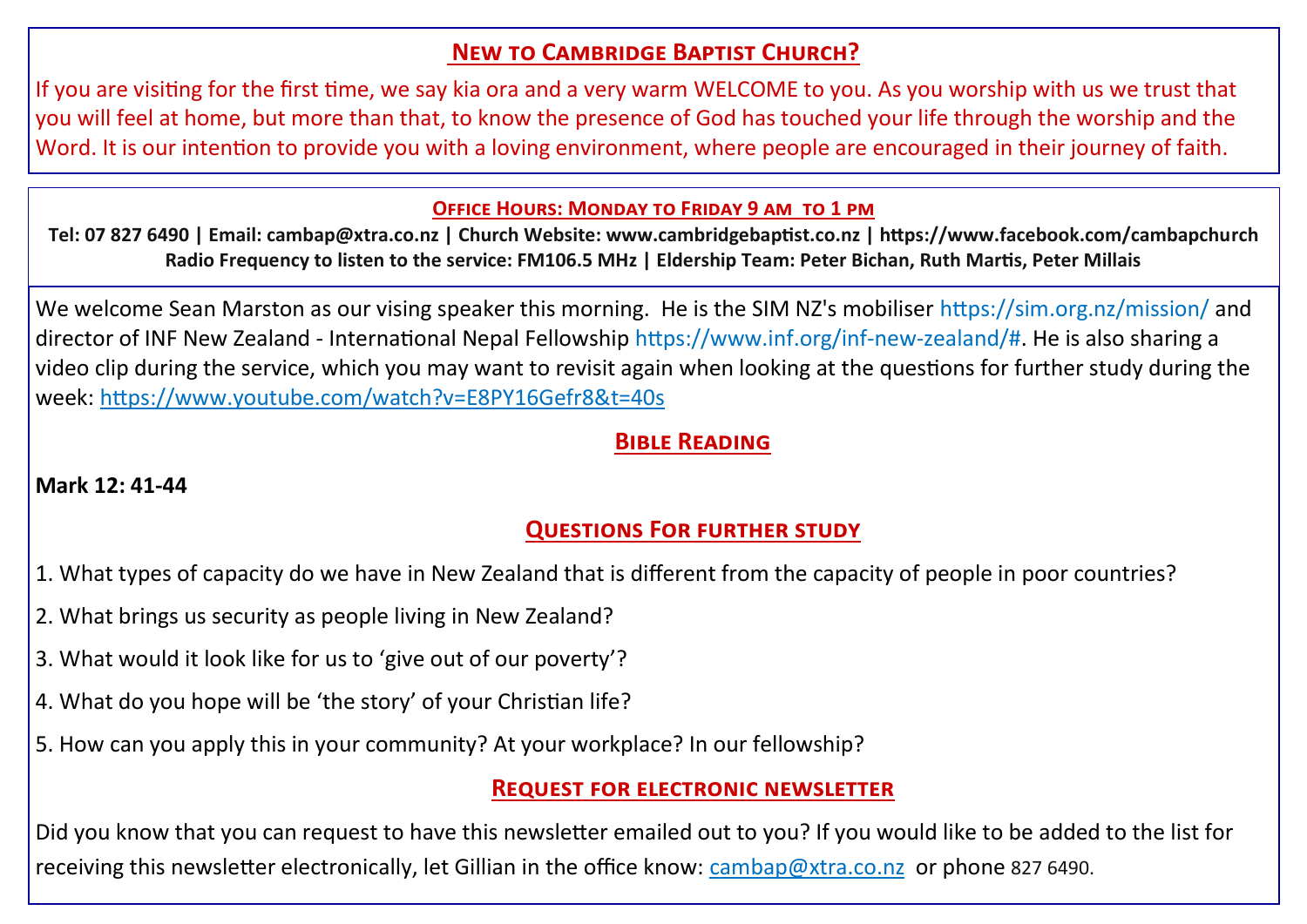## New to Cambridge Baptist Church?

If you are visiting for the first time, we say kia ora and a very warm WELCOME to you. As you worship with us we trust that you will feel at home, but more than that, to know the presence of God has touched your life through the worship and the Word. It is our intention to provide you with a loving environment, where people are encouraged in their journey of faith.

### Office Hours: Monday to Friday 9 am to 1 pm

**Tel: 07 827 6490 | Email: cambap@xtra.co.nz | Church Website: www.cambridgebaptist.co.nz | https://www.facebook.com/cambapchurch**
**Radio Frequency to listen to the service: FM106.5 MHz | Eldership Team: Peter Bichan, Ruth Martis, Peter Millais**

We welcome Sean Marston as our vising speaker this morning. He is the SIM NZ's mobiliser https://sim.org.nz/mission/ and director of INF New Zealand - International Nepal Fellowship https://www.inf.org/inf-new-zealand/#. He is also sharing a video clip during the service, which you may want to revisit again when looking at the questions for further study during the week: https://www.youtube.com/watch?v=E8PY16Gefr8&t=40s

## Bible Reading

**Mark 12: 41-44**

## Questions For further study

1. What types of capacity do we have in New Zealand that is different from the capacity of people in poor countries?
2. What brings us security as people living in New Zealand?
3. What would it look like for us to 'give out of our poverty'?
4. What do you hope will be 'the story' of your Christian life?
5. How can you apply this in your community? At your workplace? In our fellowship?

## Request for electronic newsletter

Did you know that you can request to have this newsletter emailed out to you? If you would like to be added to the list for receiving this newsletter electronically, let Gillian in the office know: cambap@xtra.co.nz or phone 827 6490.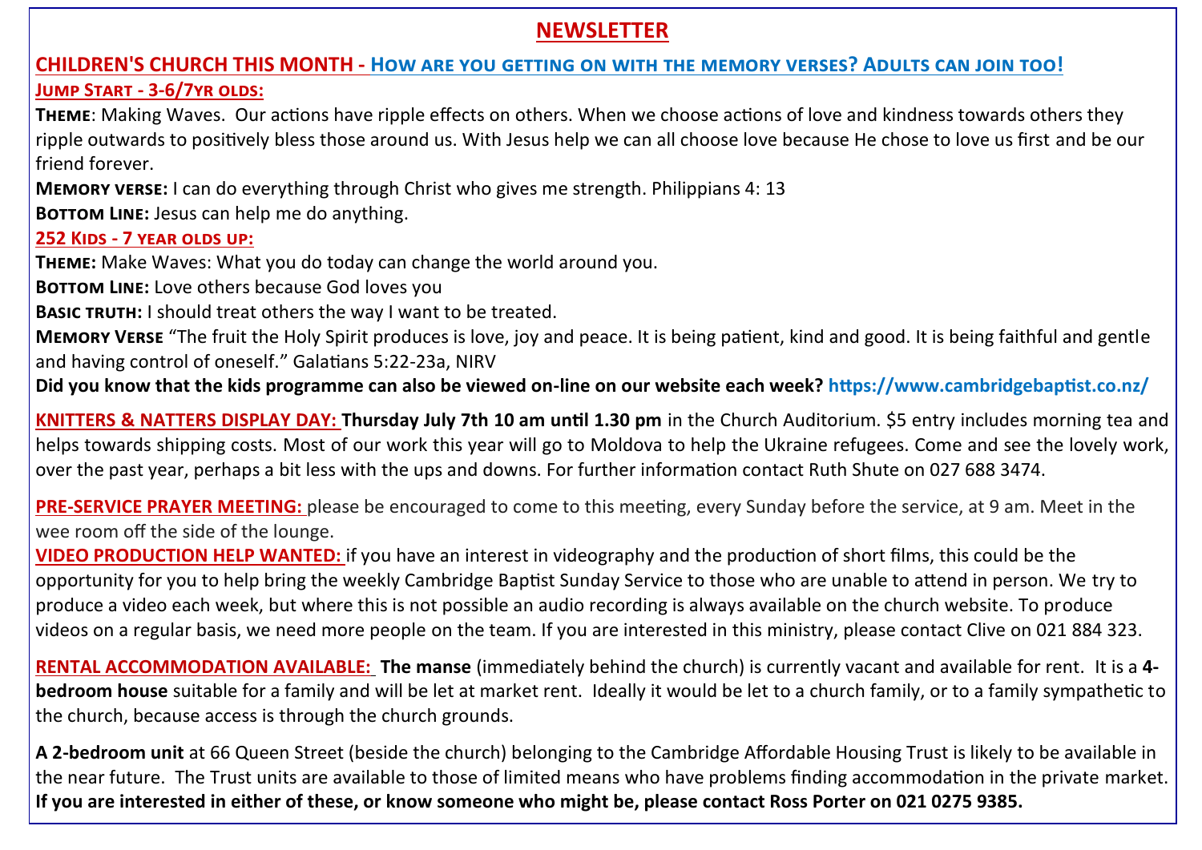# NEWSLETTER

## CHILDREN'S CHURCH THIS MONTH - How are you getting on with the memory verses? Adults can join too!

### Jump Start - 3-6/7yr olds:

**Theme**: Making Waves. Our actions have ripple effects on others. When we choose actions of love and kindness towards others they ripple outwards to positively bless those around us. With Jesus help we can all choose love because He chose to love us first and be our friend forever.

**Memory verse:** I can do everything through Christ who gives me strength. Philippians 4: 13

**Bottom Line:** Jesus can help me do anything.

### 252 Kids - 7 year olds up:

**Theme:** Make Waves: What you do today can change the world around you.

**Bottom Line:** Love others because God loves you

**Basic truth:** I should treat others the way I want to be treated.

**Memory Verse** "The fruit the Holy Spirit produces is love, joy and peace. It is being patient, kind and good. It is being faithful and gentle and having control of oneself." Galatians 5:22-23a, NIRV

**Did you know that the kids programme can also be viewed on-line on our website each week? https://www.cambridgebaptist.co.nz/**

**KNITTERS & NATTERS DISPLAY DAY:** **Thursday July 7th 10 am until 1.30 pm** in the Church Auditorium. $5 entry includes morning tea and helps towards shipping costs. Most of our work this year will go to Moldova to help the Ukraine refugees. Come and see the lovely work, over the past year, perhaps a bit less with the ups and downs. For further information contact Ruth Shute on 027 688 3474.

**PRE-SERVICE PRAYER MEETING:** please be encouraged to come to this meeting, every Sunday before the service, at 9 am. Meet in the wee room off the side of the lounge.

**VIDEO PRODUCTION HELP WANTED:** if you have an interest in videography and the production of short films, this could be the opportunity for you to help bring the weekly Cambridge Baptist Sunday Service to those who are unable to attend in person. We try to produce a video each week, but where this is not possible an audio recording is always available on the church website. To produce videos on a regular basis, we need more people on the team. If you are interested in this ministry, please contact Clive on 021 884 323.

**RENTAL ACCOMMODATION AVAILABLE:** **The manse** (immediately behind the church) is currently vacant and available for rent. It is a **4-bedroom house** suitable for a family and will be let at market rent. Ideally it would be let to a church family, or to a family sympathetic to the church, because access is through the church grounds.

**A 2-bedroom unit** at 66 Queen Street (beside the church) belonging to the Cambridge Affordable Housing Trust is likely to be available in the near future. The Trust units are available to those of limited means who have problems finding accommodation in the private market. **If you are interested in either of these, or know someone who might be, please contact Ross Porter on 021 0275 9385.**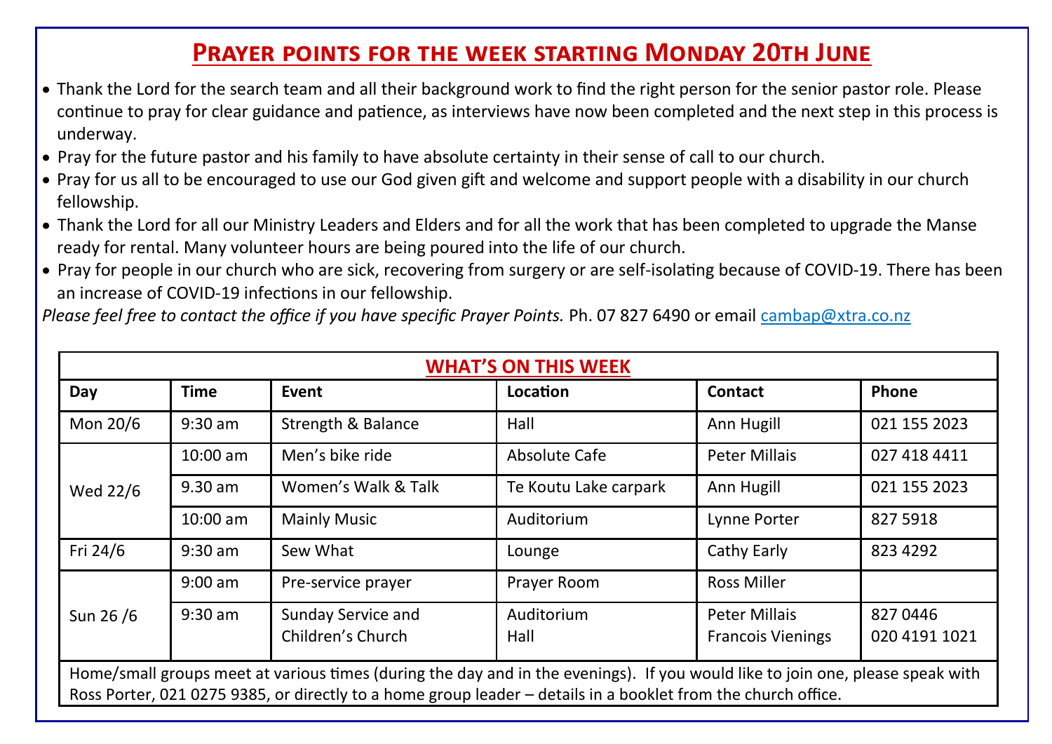## Prayer points for the week starting Monday 20th June

- Thank the Lord for the search team and all their background work to find the right person for the senior pastor role. Please continue to pray for clear guidance and patience, as interviews have now been completed and the next step in this process is underway.
- Pray for the future pastor and his family to have absolute certainty in their sense of call to our church.
- Pray for us all to be encouraged to use our God given gift and welcome and support people with a disability in our church fellowship.
- Thank the Lord for all our Ministry Leaders and Elders and for all the work that has been completed to upgrade the Manse ready for rental. Many volunteer hours are being poured into the life of our church.
- Pray for people in our church who are sick, recovering from surgery or are self-isolating because of COVID-19. There has been an increase of COVID-19 infections in our fellowship.

*Please feel free to contact the office if you have specific Prayer Points.* Ph. 07 827 6490 or email cambap@xtra.co.nz

### WHAT'S ON THIS WEEK

| Day | Time | Event | Location | Contact | Phone |
|---|---|---|---|---|---|
| Mon 20/6 | 9:30 am | Strength & Balance | Hall | Ann Hugill | 021 155 2023 |
| Wed 22/6 | 10:00 am | Men's bike ride | Absolute Cafe | Peter Millais | 027 418 4411 |
| | 9.30 am | Women's Walk & Talk | Te Koutu Lake carpark | Ann Hugill | 021 155 2023 |
| | 10:00 am | Mainly Music | Auditorium | Lynne Porter | 827 5918 |
| Fri 24/6 | 9:30 am | Sew What | Lounge | Cathy Early | 823 4292 |
| Sun 26 /6 | 9:00 am | Pre-service prayer | Prayer Room | Ross Miller | |
| | 9:30 am | Sunday Service and Children's Church | Auditorium Hall | Peter Millais Francois Vienings | 827 0446 020 4191 1021 |

Home/small groups meet at various times (during the day and in the evenings). If you would like to join one, please speak with Ross Porter, 021 0275 9385, or directly to a home group leader – details in a booklet from the church office.